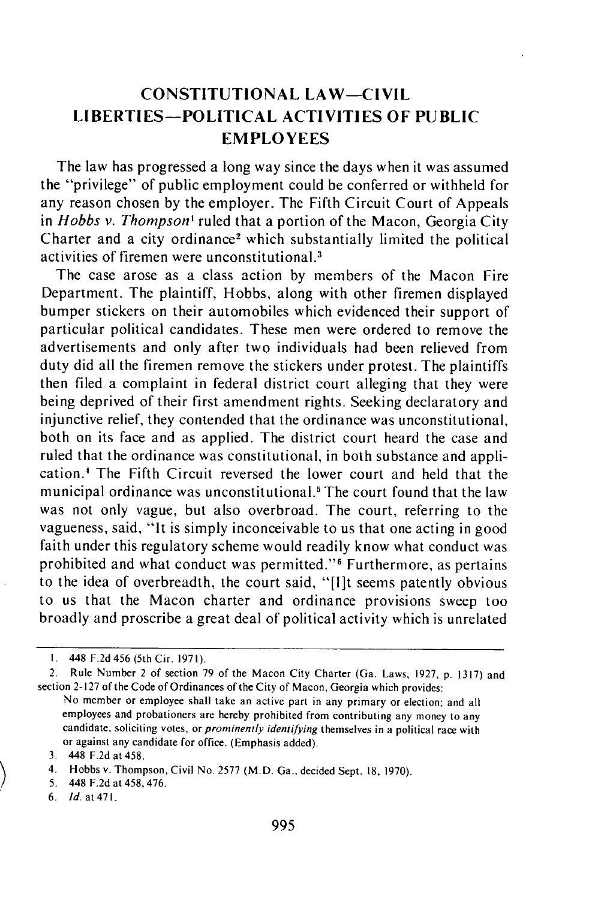# CONSTITUTIONAL LAW—CIVIL LIBERTIES—POLITICAL ACTIVITIES OF PUBLIC EMPLOYEES

The law has progressed a long way since the days when it was assumed the "privilege" of public employment could be conferred or withheld for any reason chosen by the employer. The Fifth Circuit Court of Appeals in *Hobbs v. Thompson*[1] ruled that a portion of the Macon, Georgia City Charter and a city ordinance[2] which substantially limited the political activities of firemen were unconstitutional.[3]

The case arose as a class action by members of the Macon Fire Department. The plaintiff, Hobbs, along with other firemen displayed bumper stickers on their automobiles which evidenced their support of particular political candidates. These men were ordered to remove the advertisements and only after two individuals had been relieved from duty did all the firemen remove the stickers under protest. The plaintiffs then filed a complaint in federal district court alleging that they were being deprived of their first amendment rights. Seeking declaratory and injunctive relief, they contended that the ordinance was unconstitutional, both on its face and as applied. The district court heard the case and ruled that the ordinance was constitutional, in both substance and application.[4] The Fifth Circuit reversed the lower court and held that the municipal ordinance was unconstitutional.[5] The court found that the law was not only vague, but also overbroad. The court, referring to the vagueness, said, "It is simply inconceivable to us that one acting in good faith under this regulatory scheme would readily know what conduct was prohibited and what conduct was permitted."[6] Furthermore, as pertains to the idea of overbreadth, the court said, "[I]t seems patently obvious to us that the Macon charter and ordinance provisions sweep too broadly and proscribe a great deal of political activity which is unrelated

---

1. 448 F.2d 456 (5th Cir. 1971).

2. Rule Number 2 of section 79 of the Macon City Charter (Ga. Laws, 1927, p. 1317) and section 2-127 of the Code of Ordinances of the City of Macon, Georgia which provides:

   No member or employee shall take an active part in any primary or election; and all employees and probationers are hereby prohibited from contributing any money to any candidate, soliciting votes, or *prominently identifying* themselves in a political race with or against any candidate for office. (Emphasis added).

3. 448 F.2d at 458.

4. Hobbs v. Thompson, Civil No. 2577 (M.D. Ga., decided Sept. 18, 1970).

5. 448 F.2d at 458, 476.

6. *Id.* at 471.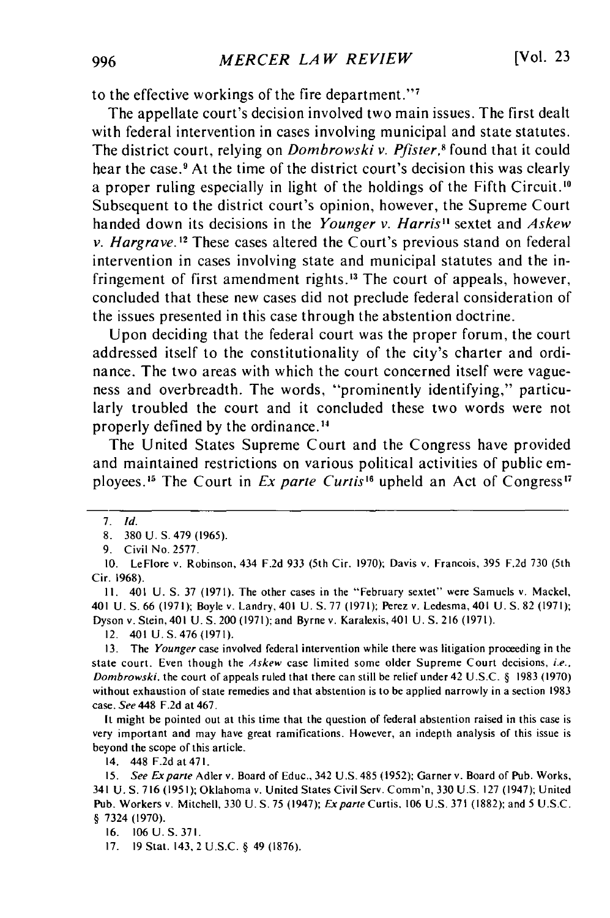to the effective workings of the fire department."[7]

The appellate court's decision involved two main issues. The first dealt with federal intervention in cases involving municipal and state statutes. The district court, relying on *Dombrowski v. Pfister*,[8] found that it could hear the case.[9] At the time of the district court's decision this was clearly a proper ruling especially in light of the holdings of the Fifth Circuit.[10] Subsequent to the district court's opinion, however, the Supreme Court handed down its decisions in the *Younger v. Harris*[11] sextet and *Askew v. Hargrave*.[12] These cases altered the Court's previous stand on federal intervention in cases involving state and municipal statutes and the infringement of first amendment rights.[13] The court of appeals, however, concluded that these new cases did not preclude federal consideration of the issues presented in this case through the abstention doctrine.

Upon deciding that the federal court was the proper forum, the court addressed itself to the constitutionality of the city's charter and ordinance. The two areas with which the court concerned itself were vagueness and overbreadth. The words, "prominently identifying," particularly troubled the court and it concluded these two words were not properly defined by the ordinance.[14]

The United States Supreme Court and the Congress have provided and maintained restrictions on various political activities of public employees.[15] The Court in *Ex parte Curtis*[16] upheld an Act of Congress[17]

---

7. *Id.*

8. 380 U. S. 479 (1965).

9. Civil No. 2577.

10. LeFlore v. Robinson, 434 F.2d 933 (5th Cir. 1970); Davis v. Francois, 395 F.2d 730 (5th Cir. 1968).

11. 401 U. S. 37 (1971). The other cases in the "February sextet" were Samuels v. Mackel, 401 U. S. 66 (1971); Boyle v. Landry, 401 U. S. 77 (1971); Perez v. Ledesma, 401 U. S. 82 (1971); Dyson v. Stein, 401 U. S. 200 (1971); and Byrne v. Karalexis, 401 U. S. 216 (1971).

12. 401 U. S. 476 (1971).

13. The *Younger* case involved federal intervention while there was litigation proceeding in the state court. Even though the *Askew* case limited some older Supreme Court decisions, *i.e.*, *Dombrowski*, the court of appeals ruled that there can still be relief under 42 U.S.C. § 1983 (1970) without exhaustion of state remedies and that abstention is to be applied narrowly in a section 1983 case. *See* 448 F.2d at 467.

It might be pointed out at this time that the question of federal abstention raised in this case is very important and may have great ramifications. However, an indepth analysis of this issue is beyond the scope of this article.

14. 448 F.2d at 471.

15. *See Ex parte* Adler v. Board of Educ., 342 U.S. 485 (1952); Garner v. Board of Pub. Works, 341 U. S. 716 (1951); Oklahoma v. United States Civil Serv. Comm'n, 330 U.S. 127 (1947); United Pub. Workers v. Mitchell, 330 U. S. 75 (1947); *Ex parte* Curtis, 106 U.S. 371 (1882); and 5 U.S.C. § 7324 (1970).

16. 106 U. S. 371.

17. 19 Stat. 143, 2 U.S.C. § 49 (1876).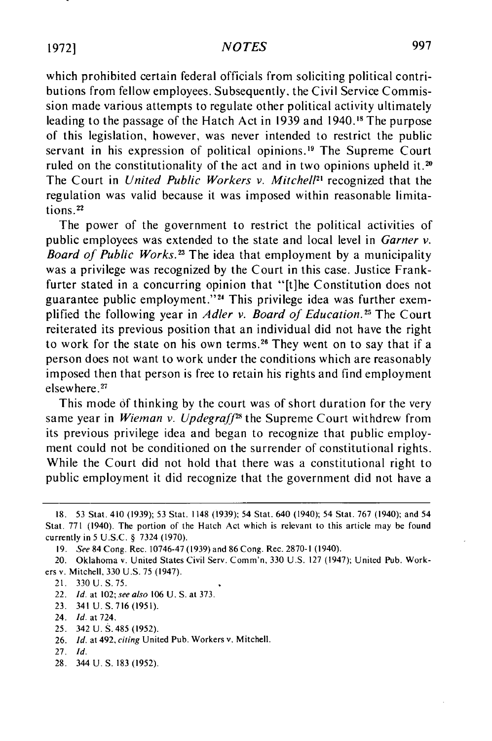which prohibited certain federal officials from soliciting political contributions from fellow employees. Subsequently, the Civil Service Commission made various attempts to regulate other political activity ultimately leading to the passage of the Hatch Act in 1939 and 1940.[18] The purpose of this legislation, however, was never intended to restrict the public servant in his expression of political opinions.[19] The Supreme Court ruled on the constitutionality of the act and in two opinions upheld it.[20] The Court in *United Public Workers v. Mitchell*[21] recognized that the regulation was valid because it was imposed within reasonable limitations.[22]

The power of the government to restrict the political activities of public employees was extended to the state and local level in *Garner v. Board of Public Works*.[23] The idea that employment by a municipality was a privilege was recognized by the Court in this case. Justice Frankfurter stated in a concurring opinion that "[t]he Constitution does not guarantee public employment."[24] This privilege idea was further exemplified the following year in *Adler v. Board of Education*.[25] The Court reiterated its previous position that an individual did not have the right to work for the state on his own terms.[26] They went on to say that if a person does not want to work under the conditions which are reasonably imposed then that person is free to retain his rights and find employment elsewhere.[27]

This mode of thinking by the court was of short duration for the very same year in *Wieman v. Updegraff*[28] the Supreme Court withdrew from its previous privilege idea and began to recognize that public employment could not be conditioned on the surrender of constitutional rights. While the Court did not hold that there was a constitutional right to public employment it did recognize that the government did not have a

---

18. 53 Stat. 410 (1939); 53 Stat. 1148 (1939); 54 Stat. 640 (1940); 54 Stat. 767 (1940); and 54 Stat. 771 (1940). The portion of the Hatch Act which is relevant to this article may be found currently in 5 U.S.C. § 7324 (1970).

19. *See* 84 Cong. Rec. 10746-47 (1939) and 86 Cong. Rec. 2870-1 (1940).

20. Oklahoma v. United States Civil Serv. Comm'n, 330 U.S. 127 (1947); United Pub. Workers v. Mitchell, 330 U.S. 75 (1947).

21. 330 U. S. 75.

22. *Id.* at 102; *see also* 106 U. S. at 373.

23. 341 U. S. 716 (1951).

24. *Id.* at 724.

25. 342 U. S. 485 (1952).

26. *Id.* at 492, *citing* United Pub. Workers v. Mitchell.

27. *Id.*

28. 344 U. S. 183 (1952).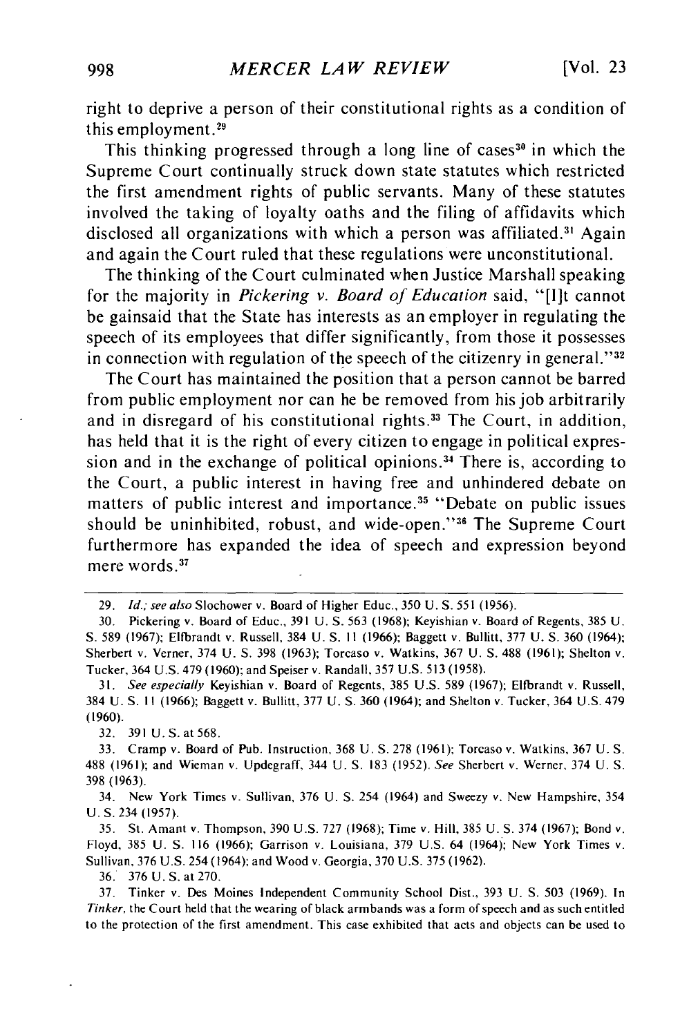right to deprive a person of their constitutional rights as a condition of this employment.[29]

This thinking progressed through a long line of cases[30] in which the Supreme Court continually struck down state statutes which restricted the first amendment rights of public servants. Many of these statutes involved the taking of loyalty oaths and the filing of affidavits which disclosed all organizations with which a person was affiliated.[31] Again and again the Court ruled that these regulations were unconstitutional.

The thinking of the Court culminated when Justice Marshall speaking for the majority in *Pickering v. Board of Education* said, "[I]t cannot be gainsaid that the State has interests as an employer in regulating the speech of its employees that differ significantly, from those it possesses in connection with regulation of the speech of the citizenry in general."[32]

The Court has maintained the position that a person cannot be barred from public employment nor can he be removed from his job arbitrarily and in disregard of his constitutional rights.[33] The Court, in addition, has held that it is the right of every citizen to engage in political expression and in the exchange of political opinions.[34] There is, according to the Court, a public interest in having free and unhindered debate on matters of public interest and importance.[35] "Debate on public issues should be uninhibited, robust, and wide-open."[36] The Supreme Court furthermore has expanded the idea of speech and expression beyond mere words.[37]

---

29. *Id.; see also* Slochower v. Board of Higher Educ., 350 U. S. 551 (1956).

30. Pickering v. Board of Educ., 391 U. S. 563 (1968); Keyishian v. Board of Regents, 385 U. S. 589 (1967); Elfbrandt v. Russell, 384 U. S. 11 (1966); Baggett v. Bullitt, 377 U. S. 360 (1964); Sherbert v. Verner, 374 U. S. 398 (1963); Torcaso v. Watkins, 367 U. S. 488 (1961); Shelton v. Tucker, 364 U.S. 479 (1960); and Speiser v. Randall, 357 U.S. 513 (1958).

31. *See especially* Keyishian v. Board of Regents, 385 U.S. 589 (1967); Elfbrandt v. Russell, 384 U. S. 11 (1966); Baggett v. Bullitt, 377 U. S. 360 (1964); and Shelton v. Tucker, 364 U.S. 479 (1960).

32. 391 U. S. at 568.

33. Cramp v. Board of Pub. Instruction, 368 U. S. 278 (1961); Torcaso v. Watkins, 367 U. S. 488 (1961); and Wieman v. Updegraff, 344 U. S. 183 (1952). *See* Sherbert v. Werner, 374 U. S. 398 (1963).

34. New York Times v. Sullivan, 376 U. S. 254 (1964) and Sweezy v. New Hampshire, 354 U. S. 234 (1957).

35. St. Amant v. Thompson, 390 U.S. 727 (1968); Time v. Hill, 385 U. S. 374 (1967); Bond v. Floyd, 385 U. S. 116 (1966); Garrison v. Louisiana, 379 U.S. 64 (1964); New York Times v. Sullivan, 376 U.S. 254 (1964); and Wood v. Georgia, 370 U.S. 375 (1962).

36. 376 U. S. at 270.

37. Tinker v. Des Moines Independent Community School Dist., 393 U. S. 503 (1969). In *Tinker*, the Court held that the wearing of black armbands was a form of speech and as such entitled to the protection of the first amendment. This case exhibited that acts and objects can be used to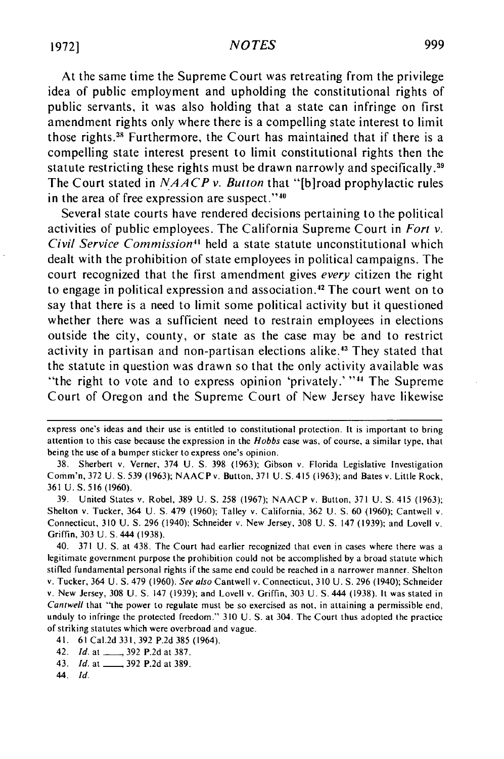At the same time the Supreme Court was retreating from the privilege idea of public employment and upholding the constitutional rights of public servants, it was also holding that a state can infringe on first amendment rights only where there is a compelling state interest to limit those rights.[38] Furthermore, the Court has maintained that if there is a compelling state interest present to limit constitutional rights then the statute restricting these rights must be drawn narrowly and specifically.[39] The Court stated in *NAACP v. Button* that "[b]road prophylactic rules in the area of free expression are suspect."[40]

Several state courts have rendered decisions pertaining to the political activities of public employees. The California Supreme Court in *Fort v. Civil Service Commission*[41] held a state statute unconstitutional which dealt with the prohibition of state employees in political campaigns. The court recognized that the first amendment gives *every* citizen the right to engage in political expression and association.[42] The court went on to say that there is a need to limit some political activity but it questioned whether there was a sufficient need to restrain employees in elections outside the city, county, or state as the case may be and to restrict activity in partisan and non-partisan elections alike.[43] They stated that the statute in question was drawn so that the only activity available was "the right to vote and to express opinion 'privately.' "[44] The Supreme Court of Oregon and the Supreme Court of New Jersey have likewise

---

express one's ideas and their use is entitled to constitutional protection. It is important to bring attention to this case because the expression in the *Hobbs* case was, of course, a similar type, that being the use of a bumper sticker to express one's opinion.

38. Sherbert v. Verner, 374 U. S. 398 (1963); Gibson v. Florida Legislative Investigation Comm'n, 372 U. S. 539 (1963); NAACP v. Button, 371 U. S. 415 (1963); and Bates v. Little Rock, 361 U. S. 516 (1960).

39. United States v. Robel, 389 U. S. 258 (1967); NAACP v. Button, 371 U. S. 415 (1963); Shelton v. Tucker, 364 U. S. 479 (1960); Talley v. California, 362 U. S. 60 (1960); Cantwell v. Connecticut, 310 U. S. 296 (1940); Schneider v. New Jersey, 308 U. S. 147 (1939); and Lovell v. Griffin, 303 U. S. 444 (1938).

40. 371 U. S. at 438. The Court had earlier recognized that even in cases where there was a legitimate government purpose the prohibition could not be accomplished by a broad statute which stifled fundamental personal rights if the same end could be reached in a narrower manner. Shelton v. Tucker, 364 U. S. 479 (1960). *See also* Cantwell v. Connecticut, 310 U. S. 296 (1940); Schneider v. New Jersey, 308 U. S. 147 (1939); and Lovell v. Griffin, 303 U. S. 444 (1938). It was stated in *Cantwell* that "the power to regulate must be so exercised as not, in attaining a permissible end, unduly to infringe the protected freedom." 310 U. S. at 304. The Court thus adopted the practice of striking statutes which were overbroad and vague.

41. 61 Cal.2d 331, 392 P.2d 385 (1964).

42. *Id.* at \_\_\_\_, 392 P.2d at 387.

43. *Id.* at \_\_\_\_, 392 P.2d at 389.

44. *Id.*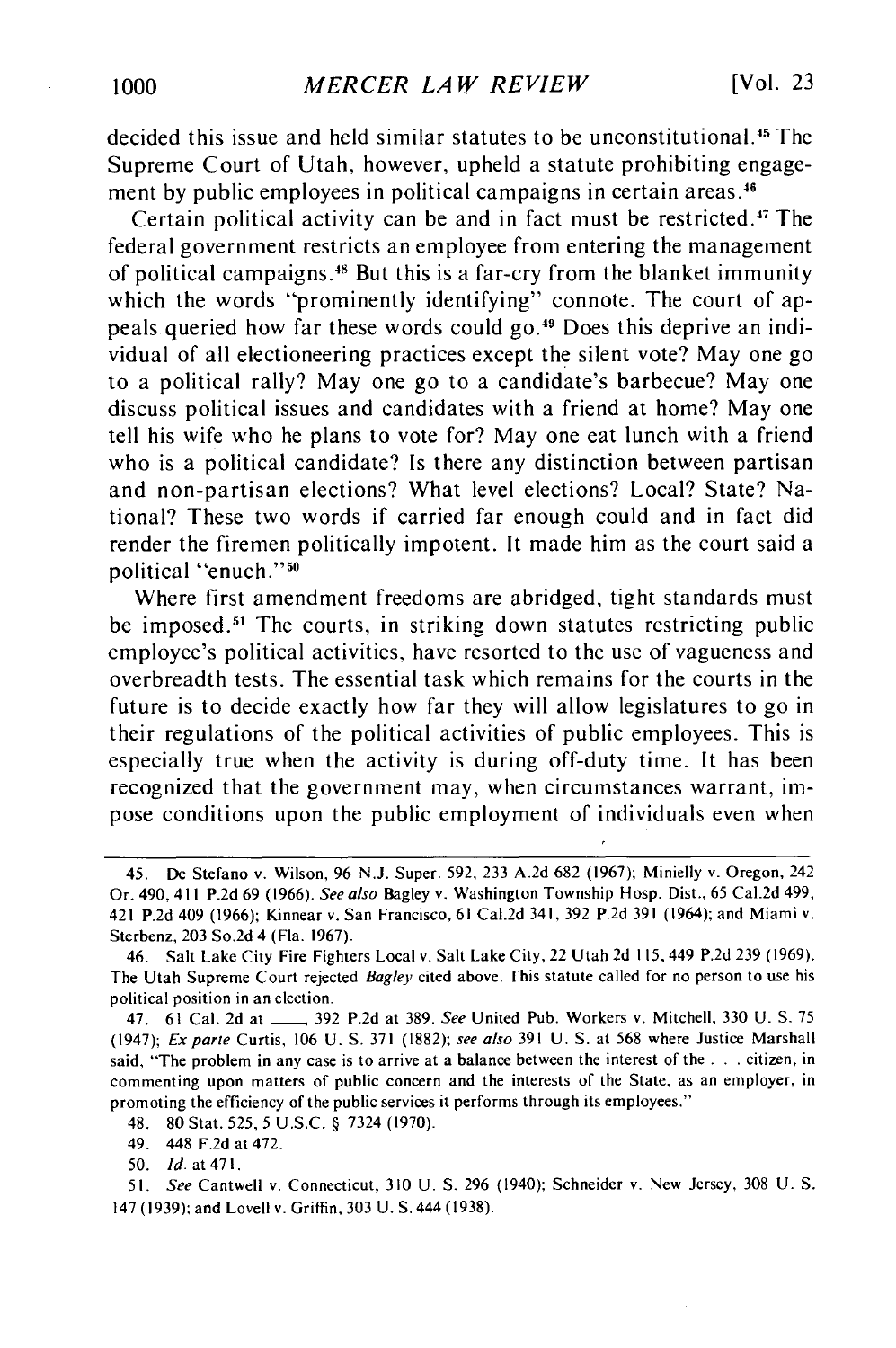decided this issue and held similar statutes to be unconstitutional.[45] The Supreme Court of Utah, however, upheld a statute prohibiting engagement by public employees in political campaigns in certain areas.[46]

Certain political activity can be and in fact must be restricted.[47] The federal government restricts an employee from entering the management of political campaigns.[48] But this is a far-cry from the blanket immunity which the words "prominently identifying" connote. The court of appeals queried how far these words could go.[49] Does this deprive an individual of all electioneering practices except the silent vote? May one go to a political rally? May one go to a candidate's barbecue? May one discuss political issues and candidates with a friend at home? May one tell his wife who he plans to vote for? May one eat lunch with a friend who is a political candidate? Is there any distinction between partisan and non-partisan elections? What level elections? Local? State? National? These two words if carried far enough could and in fact did render the firemen politically impotent. It made him as the court said a political "enuch."[50]

Where first amendment freedoms are abridged, tight standards must be imposed.[51] The courts, in striking down statutes restricting public employee's political activities, have resorted to the use of vagueness and overbreadth tests. The essential task which remains for the courts in the future is to decide exactly how far they will allow legislatures to go in their regulations of the political activities of public employees. This is especially true when the activity is during off-duty time. It has been recognized that the government may, when circumstances warrant, impose conditions upon the public employment of individuals even when

---

45. De Stefano v. Wilson, 96 N.J. Super. 592, 233 A.2d 682 (1967); Minielly v. Oregon, 242 Or. 490, 411 P.2d 69 (1966). *See also* Bagley v. Washington Township Hosp. Dist., 65 Cal.2d 499, 421 P.2d 409 (1966); Kinnear v. San Francisco, 61 Cal.2d 341, 392 P.2d 391 (1964); and Miami v. Sterbenz, 203 So.2d 4 (Fla. 1967).

46. Salt Lake City Fire Fighters Local v. Salt Lake City, 22 Utah 2d 115, 449 P.2d 239 (1969). The Utah Supreme Court rejected *Bagley* cited above. This statute called for no person to use his political position in an election.

47. 61 Cal. 2d at ___, 392 P.2d at 389. *See* United Pub. Workers v. Mitchell, 330 U. S. 75 (1947); *Ex parte* Curtis, 106 U. S. 371 (1882); *see also* 391 U. S. at 568 where Justice Marshall said, "The problem in any case is to arrive at a balance between the interest of the . . . citizen, in commenting upon matters of public concern and the interests of the State, as an employer, in promoting the efficiency of the public services it performs through its employees."

48. 80 Stat. 525, 5 U.S.C. § 7324 (1970).

49. 448 F.2d at 472.

50. *Id.* at 471.

51. *See* Cantwell v. Connecticut, 310 U. S. 296 (1940); Schneider v. New Jersey, 308 U. S. 147 (1939); and Lovell v. Griffin, 303 U. S. 444 (1938).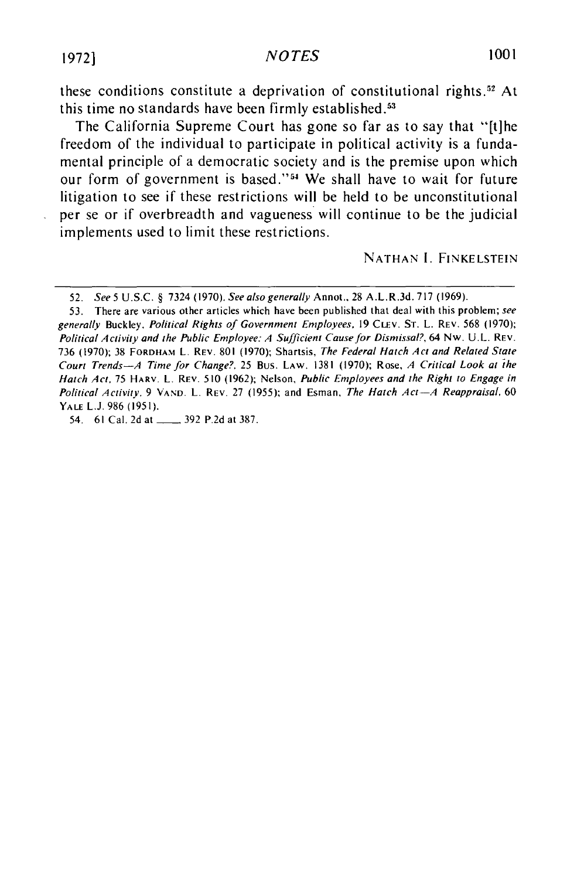these conditions constitute a deprivation of constitutional rights.[52] At this time no standards have been firmly established.[53]

The California Supreme Court has gone so far as to say that "[t]he freedom of the individual to participate in political activity is a fundamental principle of a democratic society and is the premise upon which our form of government is based."[54] We shall have to wait for future litigation to see if these restrictions will be held to be unconstitutional per se or if overbreadth and vagueness will continue to be the judicial implements used to limit these restrictions.

NATHAN I. FINKELSTEIN

---

52. *See* 5 U.S.C. § 7324 (1970). *See also generally* Annot., 28 A.L.R.3d. 717 (1969).

53. There are various other articles which have been published that deal with this problem; *see generally* Buckley, *Political Rights of Government Employees*, 19 CLEV. ST. L. REV. 568 (1970); *Political Activity and the Public Employee: A Sufficient Cause for Dismissal?*, 64 NW. U.L. REV. 736 (1970); 38 FORDHAM L. REV. 801 (1970); Shartsis, *The Federal Hatch Act and Related State Court Trends—A Time for Change?*, 25 BUS. LAW. 1381 (1970); Rose, *A Critical Look at the Hatch Act*, 75 HARV. L. REV. 510 (1962); Nelson, *Public Employees and the Right to Engage in Political Activity*, 9 VAND. L. REV. 27 (1955); and Esman, *The Hatch Act—A Reappraisal*, 60 YALE L.J. 986 (1951).

54. 61 Cal. 2d at ____, 392 P.2d at 387.